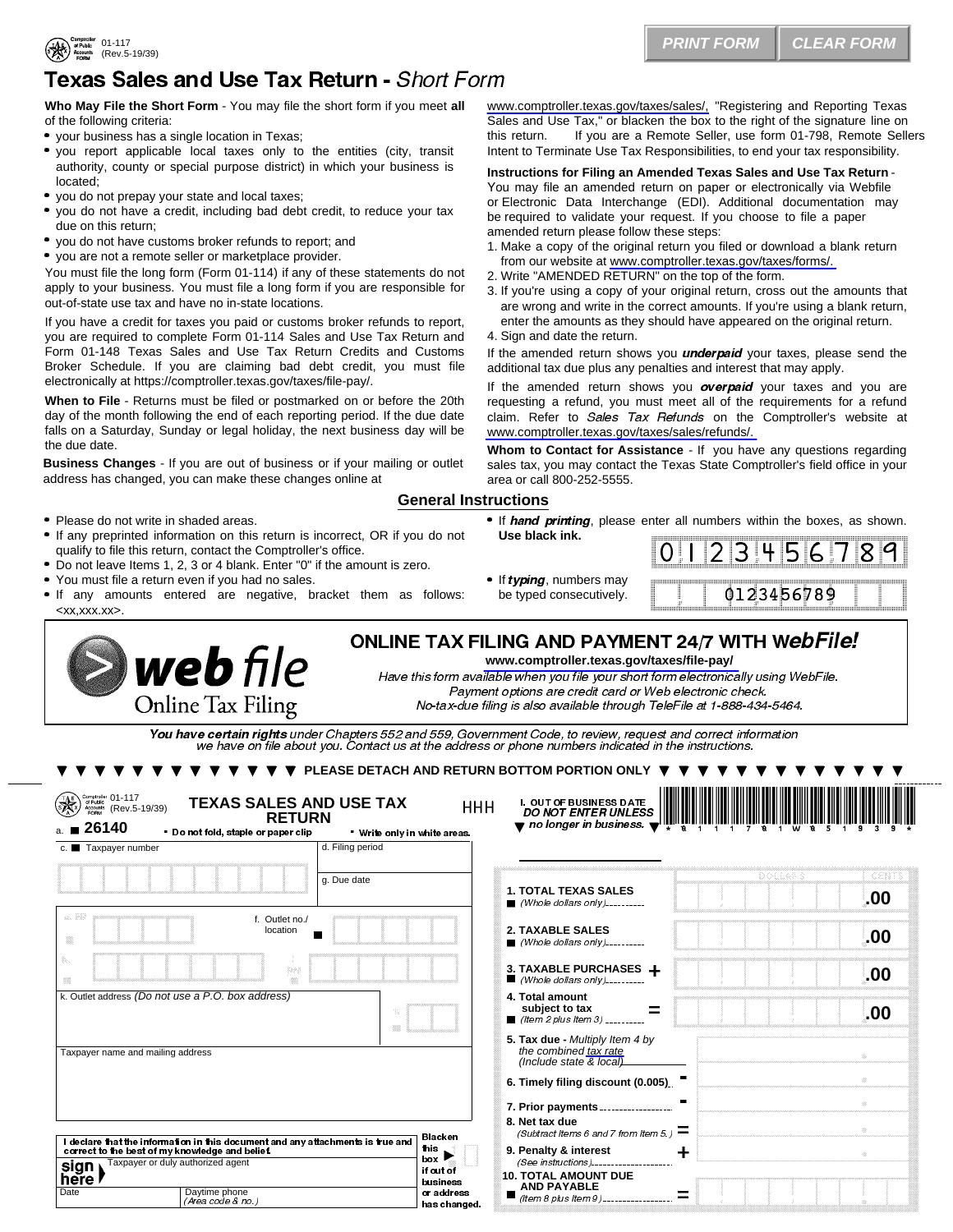01-117
(Rev.5-19/39)

# Texas Sales and Use Tax Return - *Short Form*

**Who May File the Short Form** - You may file the short form if you meet **all** of the following criteria:

- your business has a single location in Texas;
- you report applicable local taxes only to the entities (city, transit authority, county or special purpose district) in which your business is located;
- you do not prepay your state and local taxes;
- you do not have a credit, including bad debt credit, to reduce your tax due on this return;
- you do not have customs broker refunds to report; and
- you are not a remote seller or marketplace provider.

You must file the long form (Form 01-114) if any of these statements do not apply to your business. You must file a long form if you are responsible for out-of-state use tax and have no in-state locations.

If you have a credit for taxes you paid or customs broker refunds to report, you are required to complete Form 01-114 Sales and Use Tax Return and Form 01-148 Texas Sales and Use Tax Return Credits and Customs Broker Schedule. If you are claiming bad debt credit, you must file electronically at https://comptroller.texas.gov/taxes/file-pay/.

**When to File** - Returns must be filed or postmarked on or before the 20th day of the month following the end of each reporting period. If the due date falls on a Saturday, Sunday or legal holiday, the next business day will be the due date.

**Business Changes** - If you are out of business or if your mailing or outlet address has changed, you can make these changes online at www.comptroller.texas.gov/taxes/sales/, "Registering and Reporting Texas Sales and Use Tax," or blacken the box to the right of the signature line on this return. If you are a Remote Seller, use form 01-798, Remote Sellers Intent to Terminate Use Tax Responsibilities, to end your tax responsibility.

**Instructions for Filing an Amended Texas Sales and Use Tax Return** - You may file an amended return on paper or electronically via Webfile or Electronic Data Interchange (EDI). Additional documentation may be required to validate your request. If you choose to file a paper amended return please follow these steps:

1. Make a copy of the original return you filed or download a blank return from our website at www.comptroller.texas.gov/taxes/forms/.
2. Write "AMENDED RETURN" on the top of the form.
3. If you're using a copy of your original return, cross out the amounts that are wrong and write in the correct amounts. If you're using a blank return, enter the amounts as they should have appeared on the original return.
4. Sign and date the return.

If the amended return shows you ***underpaid*** your taxes, please send the additional tax due plus any penalties and interest that may apply.

If the amended return shows you ***overpaid*** your taxes and you are requesting a refund, you must meet all of the requirements for a refund claim. Refer to *Sales Tax Refunds* on the Comptroller's website at www.comptroller.texas.gov/taxes/sales/refunds/.

**Whom to Contact for Assistance** - If you have any questions regarding sales tax, you may contact the Texas State Comptroller's field office in your area or call 800-252-5555.

## General Instructions

- Please do not write in shaded areas.
- If any preprinted information on this return is incorrect, OR if you do not qualify to file this return, contact the Comptroller's office.
- Do not leave Items 1, 2, 3 or 4 blank. Enter "0" if the amount is zero.
- You must file a return even if you had no sales.
- If any amounts entered are negative, bracket them as follows: <xx,xxx.xx>.
- If ***hand printing***, please enter all numbers within the boxes, as shown. **Use black ink.** 0 1 2 3 4 5 6 7 8 9
- If ***typing***, numbers may be typed consecutively. 0123456789

## ONLINE TAX FILING AND PAYMENT 24/7 WITH *WebFile!*

web file — Online Tax Filing

**www.comptroller.texas.gov/taxes/file-pay/**

*Have this form available when you file your short form electronically using WebFile. Payment options are credit card or Web electronic check. No-tax-due filing is also available through TeleFile at 1-888-434-5464.*

***You have certain rights** under Chapters 552 and 559, Government Code, to review, request and correct information we have on file about you. Contact us at the address or phone numbers indicated in the instructions.*

▼ ▼ ▼ **PLEASE DETACH AND RETURN BOTTOM PORTION ONLY** ▼ ▼ ▼

---

01-117 (Rev.5-19/39)

**TEXAS SALES AND USE TAX RETURN**

HHH

a. 26140 · Do not fold, staple or paper clip · Write only in white areas.

**I. OUT OF BUSINESS DATE** ***DO NOT ENTER UNLESS no longer in business.***

\* 8 1 1 1 7 8 1 W 8 5 1 9 3 9 \*

c. Taxpayer number

d. Filing period

g. Due date

f. Outlet no./location

k. Outlet address *(Do not use a P.O. box address)*

Taxpayer name and mailing address

| | DOLLARS | CENTS |
|---|---|---|
| **1. TOTAL TEXAS SALES** *(Whole dollars only)* | | .00 |
| **2. TAXABLE SALES** *(Whole dollars only)* | | .00 |
| **3. TAXABLE PURCHASES** *(Whole dollars only)* **+** | | .00 |
| **4. Total amount subject to tax** *(Item 2 plus Item 3)* **=** | | .00 |
| **5. Tax due** - *Multiply Item 4 by the combined tax rate (Include state & local)* | | |
| **6. Timely filing discount (0.005)** **-** | | |
| **7. Prior payments** **-** | | |
| **8. Net tax due** *(Subtract Items 6 and 7 from Item 5.)* **=** | | |
| **9. Penalty & interest** *(See instructions)* **+** | | |
| **10. TOTAL AMOUNT DUE AND PAYABLE** *(Item 8 plus Item 9)* **=** | | |

**I declare that the information in this document and any attachments is true and correct to the best of my knowledge and belief.**

**sign here** Taxpayer or duly authorized agent

Date | Daytime phone *(Area code & no.)*

**Blacken this box ▶ if out of business or address has changed.**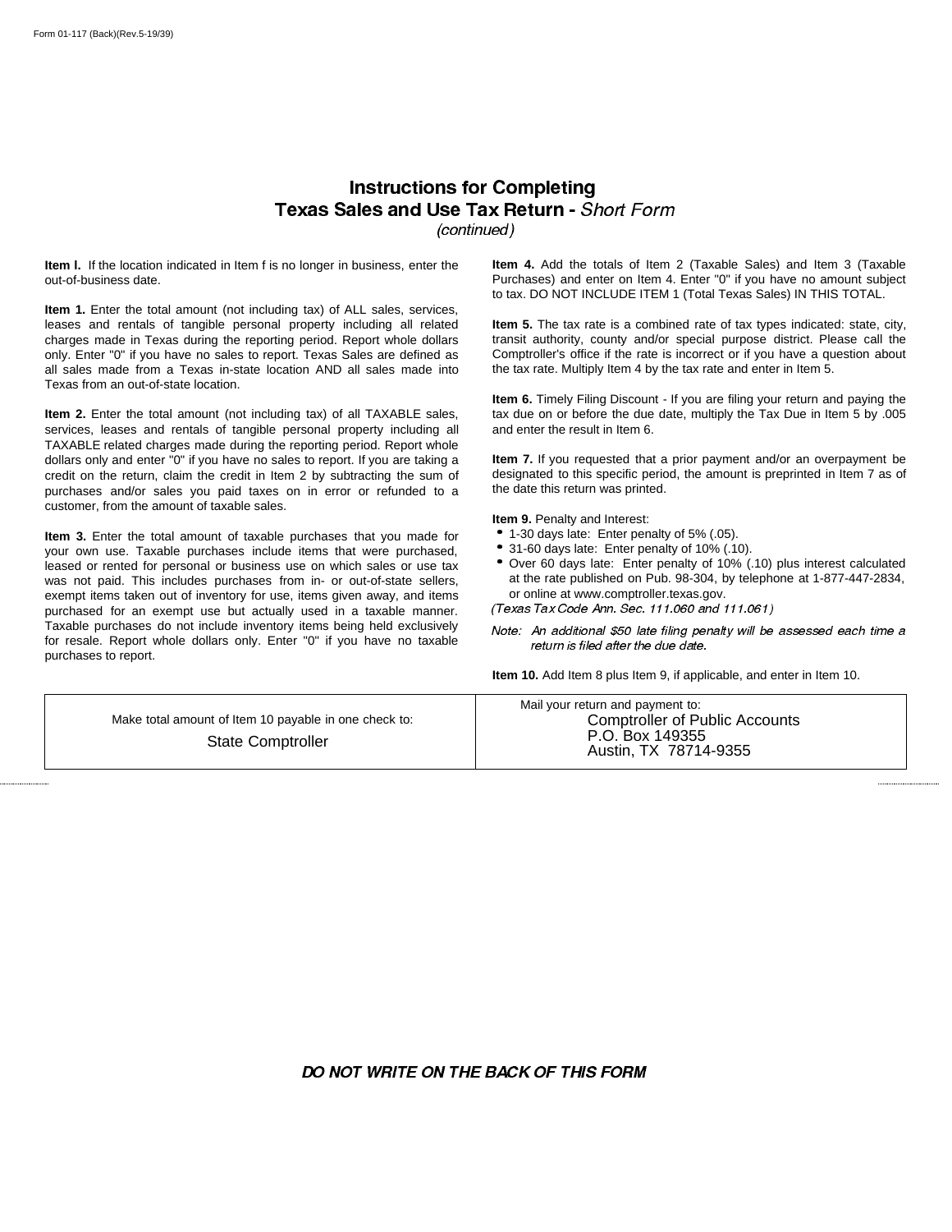Form 01-117 (Back)(Rev.5-19/39)

# Instructions for Completing Texas Sales and Use Tax Return - *Short Form*

*(continued)*

**Item l.** If the location indicated in Item f is no longer in business, enter the out-of-business date.

**Item 1.** Enter the total amount (not including tax) of ALL sales, services, leases and rentals of tangible personal property including all related charges made in Texas during the reporting period. Report whole dollars only. Enter "0" if you have no sales to report. Texas Sales are defined as all sales made from a Texas in-state location AND all sales made into Texas from an out-of-state location.

**Item 2.** Enter the total amount (not including tax) of all TAXABLE sales, services, leases and rentals of tangible personal property including all TAXABLE related charges made during the reporting period. Report whole dollars only and enter "0" if you have no sales to report. If you are taking a credit on the return, claim the credit in Item 2 by subtracting the sum of purchases and/or sales you paid taxes on in error or refunded to a customer, from the amount of taxable sales.

**Item 3.** Enter the total amount of taxable purchases that you made for your own use. Taxable purchases include items that were purchased, leased or rented for personal or business use on which sales or use tax was not paid. This includes purchases from in- or out-of-state sellers, exempt items taken out of inventory for use, items given away, and items purchased for an exempt use but actually used in a taxable manner. Taxable purchases do not include inventory items being held exclusively for resale. Report whole dollars only. Enter "0" if you have no taxable purchases to report.

**Item 4.** Add the totals of Item 2 (Taxable Sales) and Item 3 (Taxable Purchases) and enter on Item 4. Enter "0" if you have no amount subject to tax. DO NOT INCLUDE ITEM 1 (Total Texas Sales) IN THIS TOTAL.

**Item 5.** The tax rate is a combined rate of tax types indicated: state, city, transit authority, county and/or special purpose district. Please call the Comptroller's office if the rate is incorrect or if you have a question about the tax rate. Multiply Item 4 by the tax rate and enter in Item 5.

**Item 6.** Timely Filing Discount - If you are filing your return and paying the tax due on or before the due date, multiply the Tax Due in Item 5 by .005 and enter the result in Item 6.

**Item 7.** If you requested that a prior payment and/or an overpayment be designated to this specific period, the amount is preprinted in Item 7 as of the date this return was printed.

**Item 9.** Penalty and Interest:

- 1-30 days late: Enter penalty of 5% (.05).
- 31-60 days late: Enter penalty of 10% (.10).
- Over 60 days late: Enter penalty of 10% (.10) plus interest calculated at the rate published on Pub. 98-304, by telephone at 1-877-447-2834, or online at www.comptroller.texas.gov.

*(Texas Tax Code Ann. Sec. 111.060 and 111.061)*

*Note: An additional $50 late filing penalty will be assessed each time a return is filed after the due date.*

**Item 10.** Add Item 8 plus Item 9, if applicable, and enter in Item 10.

| | |
|---|---|
| Make total amount of Item 10 payable in one check to: State Comptroller | Mail your return and payment to: Comptroller of Public Accounts P.O. Box 149355 Austin, TX 78714-9355 |

***DO NOT WRITE ON THE BACK OF THIS FORM***